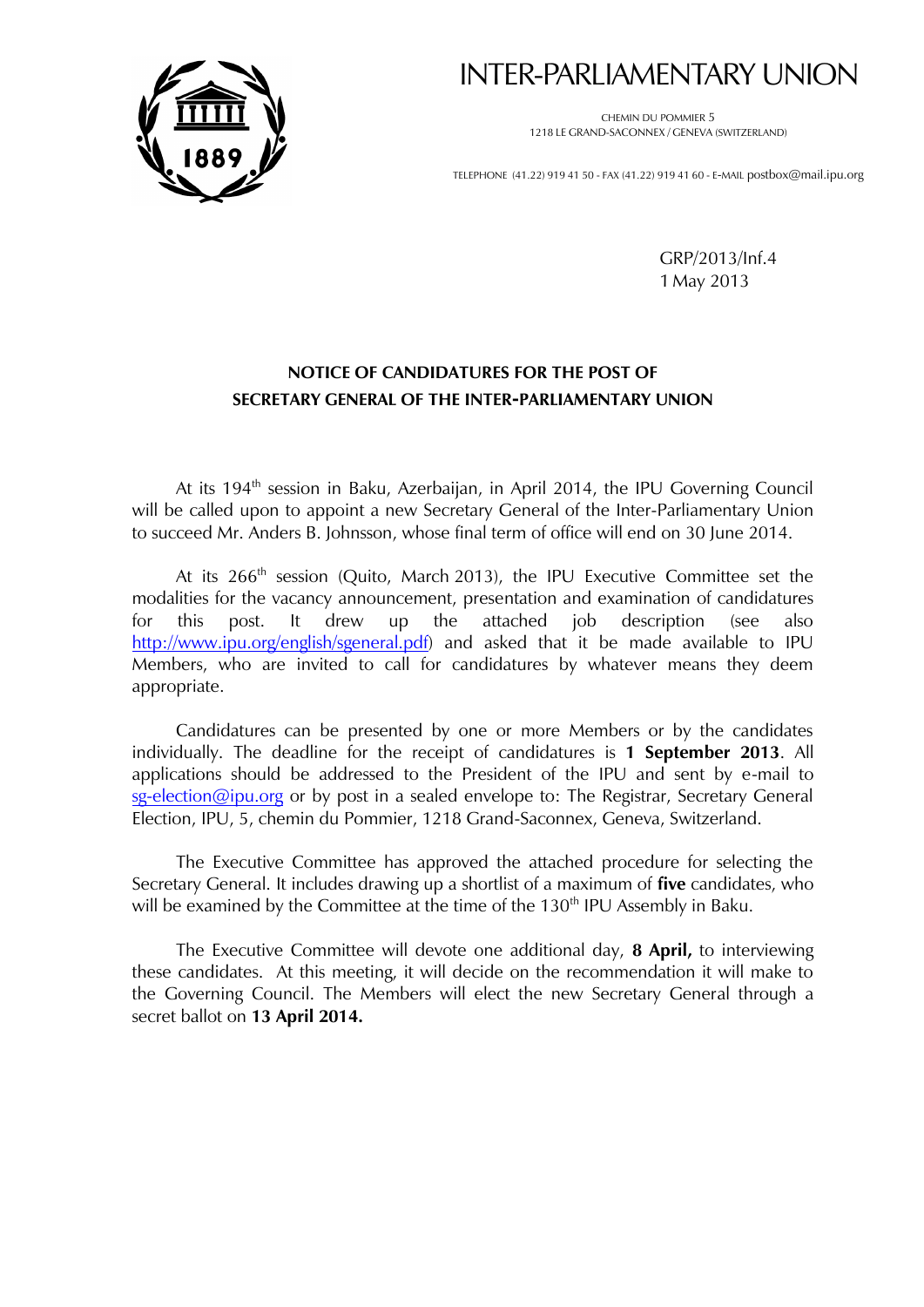# INTER-PARLIAMENTARY UNION

CHEMIN DU POMMIER 5
1218 LE GRAND-SACONNEX / GENEVA (SWITZERLAND)

TELEPHONE (41.22) 919 41 50 - FAX (41.22) 919 41 60 - E-MAIL postbox@mail.ipu.org

GRP/2013/Inf.4
1 May 2013

## NOTICE OF CANDIDATURES FOR THE POST OF SECRETARY GENERAL OF THE INTER-PARLIAMENTARY UNION

At its 194th session in Baku, Azerbaijan, in April 2014, the IPU Governing Council will be called upon to appoint a new Secretary General of the Inter-Parliamentary Union to succeed Mr. Anders B. Johnsson, whose final term of office will end on 30 June 2014.

At its 266th session (Quito, March 2013), the IPU Executive Committee set the modalities for the vacancy announcement, presentation and examination of candidatures for this post. It drew up the attached job description (see also http://www.ipu.org/english/sgeneral.pdf) and asked that it be made available to IPU Members, who are invited to call for candidatures by whatever means they deem appropriate.

Candidatures can be presented by one or more Members or by the candidates individually. The deadline for the receipt of candidatures is **1 September 2013**. All applications should be addressed to the President of the IPU and sent by e-mail to sg-election@ipu.org or by post in a sealed envelope to: The Registrar, Secretary General Election, IPU, 5, chemin du Pommier, 1218 Grand-Saconnex, Geneva, Switzerland.

The Executive Committee has approved the attached procedure for selecting the Secretary General. It includes drawing up a shortlist of a maximum of **five** candidates, who will be examined by the Committee at the time of the 130th IPU Assembly in Baku.

The Executive Committee will devote one additional day, **8 April,** to interviewing these candidates. At this meeting, it will decide on the recommendation it will make to the Governing Council. The Members will elect the new Secretary General through a secret ballot on **13 April 2014.**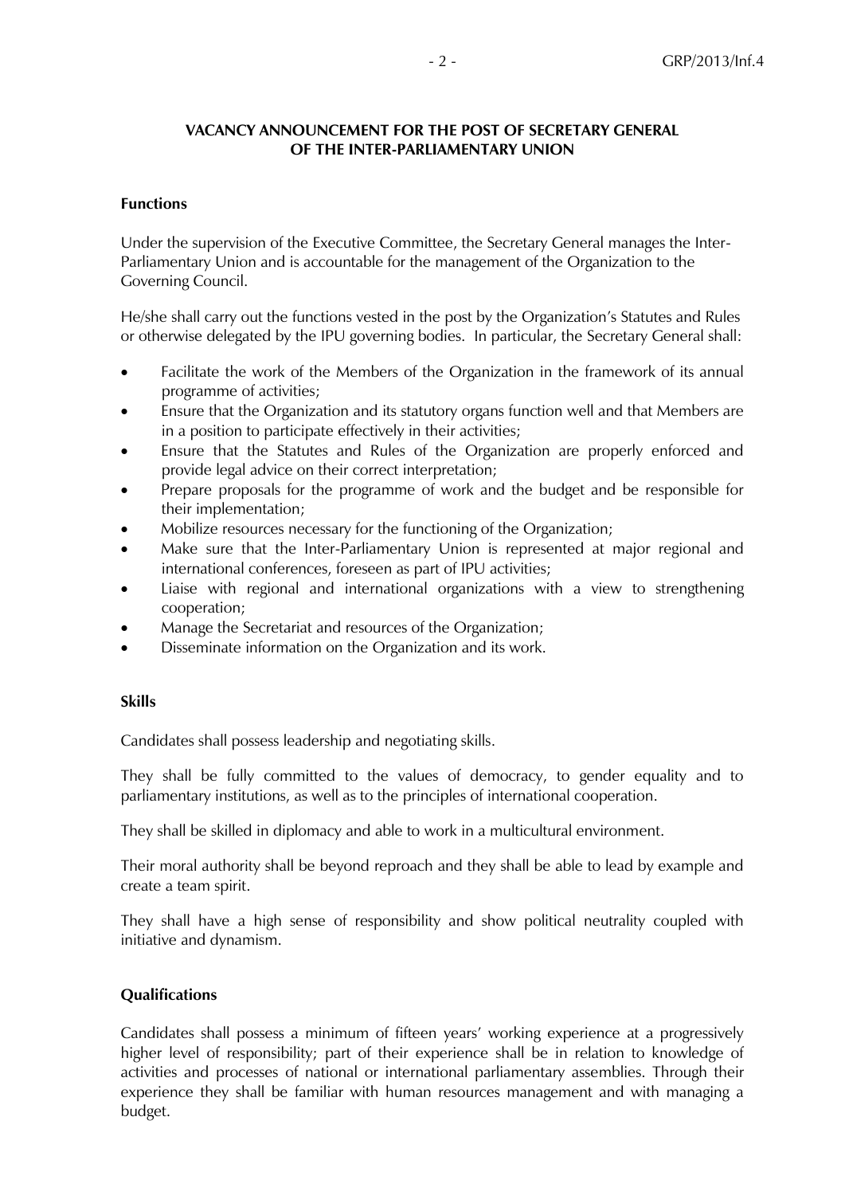## VACANCY ANNOUNCEMENT FOR THE POST OF SECRETARY GENERAL OF THE INTER-PARLIAMENTARY UNION

### Functions

Under the supervision of the Executive Committee, the Secretary General manages the Inter-Parliamentary Union and is accountable for the management of the Organization to the Governing Council.

He/she shall carry out the functions vested in the post by the Organization's Statutes and Rules or otherwise delegated by the IPU governing bodies. In particular, the Secretary General shall:

- Facilitate the work of the Members of the Organization in the framework of its annual programme of activities;
- Ensure that the Organization and its statutory organs function well and that Members are in a position to participate effectively in their activities;
- Ensure that the Statutes and Rules of the Organization are properly enforced and provide legal advice on their correct interpretation;
- Prepare proposals for the programme of work and the budget and be responsible for their implementation;
- Mobilize resources necessary for the functioning of the Organization;
- Make sure that the Inter-Parliamentary Union is represented at major regional and international conferences, foreseen as part of IPU activities;
- Liaise with regional and international organizations with a view to strengthening cooperation;
- Manage the Secretariat and resources of the Organization;
- Disseminate information on the Organization and its work.

### Skills

Candidates shall possess leadership and negotiating skills.

They shall be fully committed to the values of democracy, to gender equality and to parliamentary institutions, as well as to the principles of international cooperation.

They shall be skilled in diplomacy and able to work in a multicultural environment.

Their moral authority shall be beyond reproach and they shall be able to lead by example and create a team spirit.

They shall have a high sense of responsibility and show political neutrality coupled with initiative and dynamism.

### Qualifications

Candidates shall possess a minimum of fifteen years' working experience at a progressively higher level of responsibility; part of their experience shall be in relation to knowledge of activities and processes of national or international parliamentary assemblies. Through their experience they shall be familiar with human resources management and with managing a budget.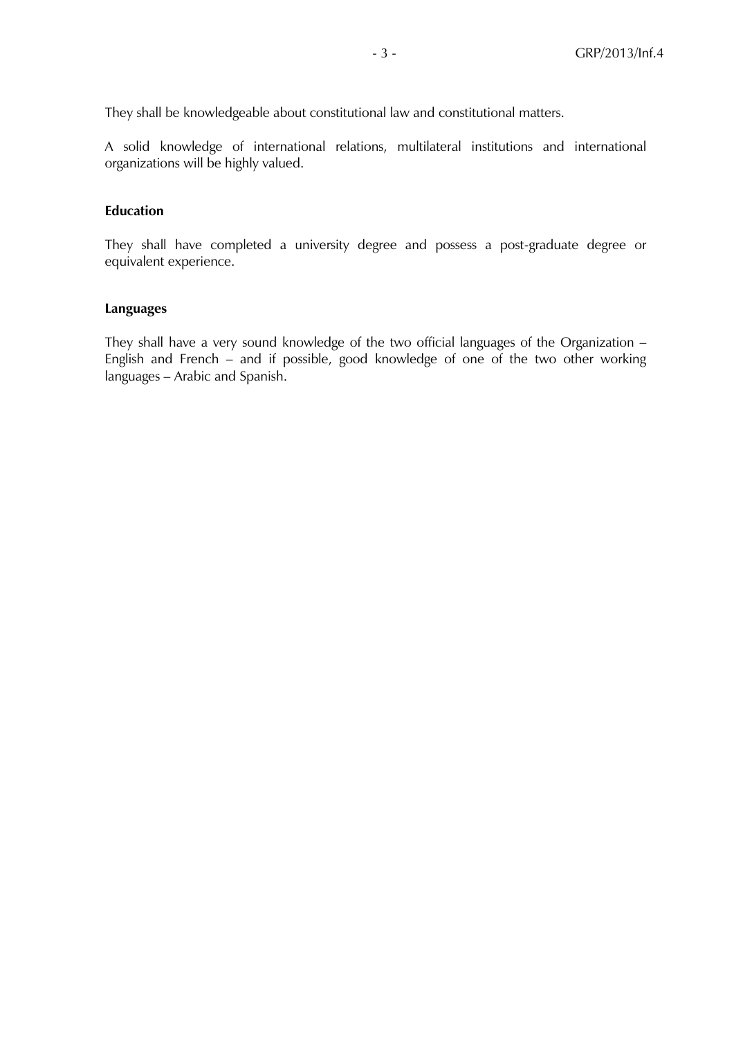They shall be knowledgeable about constitutional law and constitutional matters.

A solid knowledge of international relations, multilateral institutions and international organizations will be highly valued.

**Education**

They shall have completed a university degree and possess a post-graduate degree or equivalent experience.

**Languages**

They shall have a very sound knowledge of the two official languages of the Organization – English and French – and if possible, good knowledge of one of the two other working languages – Arabic and Spanish.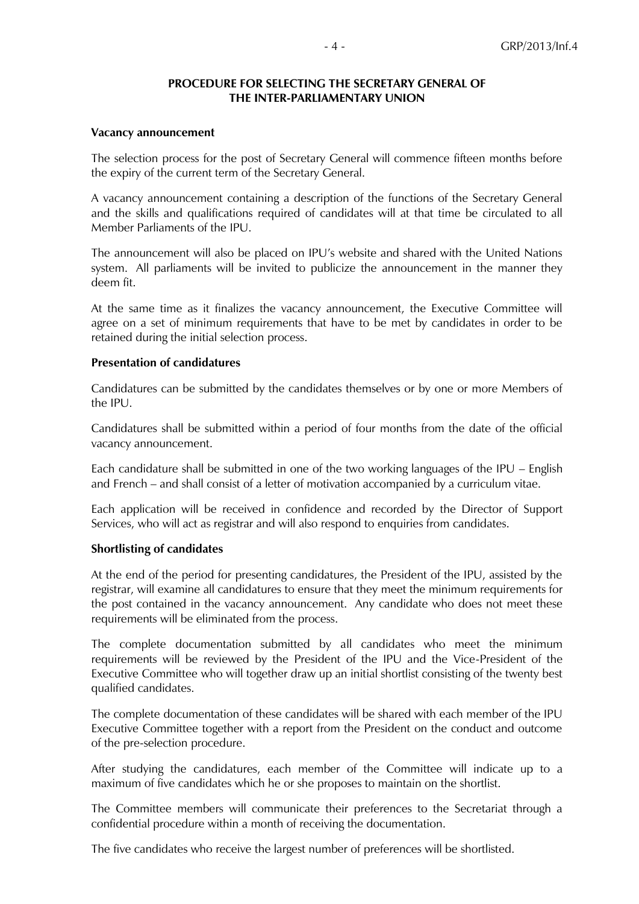## PROCEDURE FOR SELECTING THE SECRETARY GENERAL OF THE INTER-PARLIAMENTARY UNION

### Vacancy announcement

The selection process for the post of Secretary General will commence fifteen months before the expiry of the current term of the Secretary General.

A vacancy announcement containing a description of the functions of the Secretary General and the skills and qualifications required of candidates will at that time be circulated to all Member Parliaments of the IPU.

The announcement will also be placed on IPU's website and shared with the United Nations system. All parliaments will be invited to publicize the announcement in the manner they deem fit.

At the same time as it finalizes the vacancy announcement, the Executive Committee will agree on a set of minimum requirements that have to be met by candidates in order to be retained during the initial selection process.

### Presentation of candidatures

Candidatures can be submitted by the candidates themselves or by one or more Members of the IPU.

Candidatures shall be submitted within a period of four months from the date of the official vacancy announcement.

Each candidature shall be submitted in one of the two working languages of the IPU – English and French – and shall consist of a letter of motivation accompanied by a curriculum vitae.

Each application will be received in confidence and recorded by the Director of Support Services, who will act as registrar and will also respond to enquiries from candidates.

### Shortlisting of candidates

At the end of the period for presenting candidatures, the President of the IPU, assisted by the registrar, will examine all candidatures to ensure that they meet the minimum requirements for the post contained in the vacancy announcement. Any candidate who does not meet these requirements will be eliminated from the process.

The complete documentation submitted by all candidates who meet the minimum requirements will be reviewed by the President of the IPU and the Vice-President of the Executive Committee who will together draw up an initial shortlist consisting of the twenty best qualified candidates.

The complete documentation of these candidates will be shared with each member of the IPU Executive Committee together with a report from the President on the conduct and outcome of the pre-selection procedure.

After studying the candidatures, each member of the Committee will indicate up to a maximum of five candidates which he or she proposes to maintain on the shortlist.

The Committee members will communicate their preferences to the Secretariat through a confidential procedure within a month of receiving the documentation.

The five candidates who receive the largest number of preferences will be shortlisted.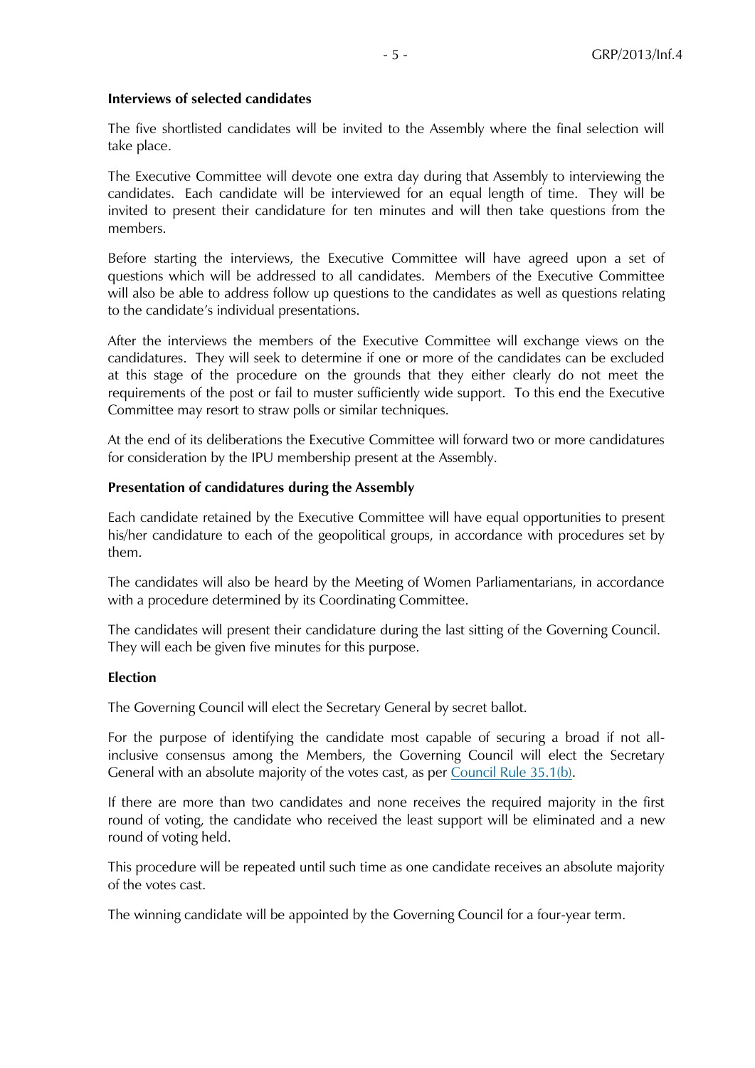**Interviews of selected candidates**

The five shortlisted candidates will be invited to the Assembly where the final selection will take place.

The Executive Committee will devote one extra day during that Assembly to interviewing the candidates. Each candidate will be interviewed for an equal length of time. They will be invited to present their candidature for ten minutes and will then take questions from the members.

Before starting the interviews, the Executive Committee will have agreed upon a set of questions which will be addressed to all candidates. Members of the Executive Committee will also be able to address follow up questions to the candidates as well as questions relating to the candidate's individual presentations.

After the interviews the members of the Executive Committee will exchange views on the candidatures. They will seek to determine if one or more of the candidates can be excluded at this stage of the procedure on the grounds that they either clearly do not meet the requirements of the post or fail to muster sufficiently wide support. To this end the Executive Committee may resort to straw polls or similar techniques.

At the end of its deliberations the Executive Committee will forward two or more candidatures for consideration by the IPU membership present at the Assembly.

**Presentation of candidatures during the Assembly**

Each candidate retained by the Executive Committee will have equal opportunities to present his/her candidature to each of the geopolitical groups, in accordance with procedures set by them.

The candidates will also be heard by the Meeting of Women Parliamentarians, in accordance with a procedure determined by its Coordinating Committee.

The candidates will present their candidature during the last sitting of the Governing Council. They will each be given five minutes for this purpose.

**Election**

The Governing Council will elect the Secretary General by secret ballot.

For the purpose of identifying the candidate most capable of securing a broad if not all-inclusive consensus among the Members, the Governing Council will elect the Secretary General with an absolute majority of the votes cast, as per Council Rule 35.1(b).

If there are more than two candidates and none receives the required majority in the first round of voting, the candidate who received the least support will be eliminated and a new round of voting held.

This procedure will be repeated until such time as one candidate receives an absolute majority of the votes cast.

The winning candidate will be appointed by the Governing Council for a four-year term.